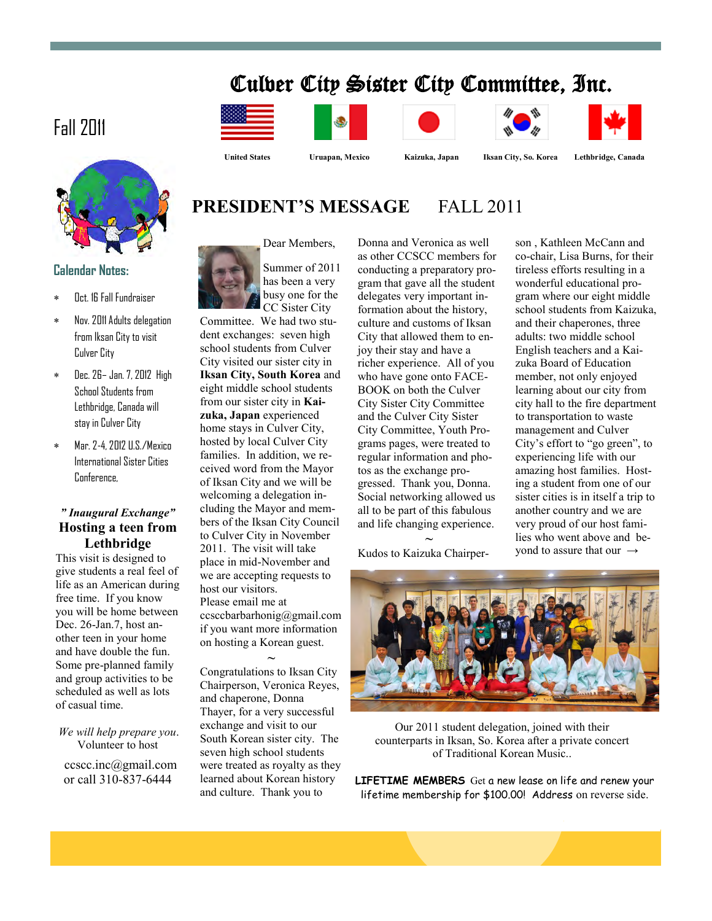# Culver City Sister City Committee, Inc.

Fall 2011

United States | Uruapan, Mexico | Kaizuka, Japan | Iksan City, So. Korea | Lethbridge, Canada

## Calendar Notes:

- Oct. 16 Fall Fundraiser
- Nov. 2011 Adults delegation from Iksan City to visit Culver City
- Dec. 26– Jan. 7, 2012 High School Students from Lethbridge, Canada will stay in Culver City
- Mar. 2-4, 2012 U.S./Mexico International Sister Cities Conference,

***" Inaugural Exchange"***

### Hosting a teen from Lethbridge

This visit is designed to give students a real feel of life as an American during free time. If you know you will be home between Dec. 26-Jan.7, host another teen in your home and have double the fun. Some pre-planned family and group activities to be scheduled as well as lots of casual time.

*We will help prepare you.* Volunteer to host

ccscc.inc@gmail.com or call 310-837-6444

## PRESIDENT'S MESSAGE FALL 2011

Dear Members,

Summer of 2011 has been a very busy one for the CC Sister City Committee. We had two student exchanges: seven high school students from Culver City visited our sister city in **Iksan City, South Korea** and eight middle school students from our sister city in **Kaizuka, Japan** experienced home stays in Culver City, hosted by local Culver City families. In addition, we received word from the Mayor of Iksan City and we will be welcoming a delegation including the Mayor and members of the Iksan City Council to Culver City in November 2011. The visit will take place in mid-November and we are accepting requests to host our visitors. Please email me at ccsccbarbarhonig@gmail.com if you want more information on hosting a Korean guest.

~

Congratulations to Iksan City Chairperson, Veronica Reyes, and chaperone, Donna Thayer, for a very successful exchange and visit to our South Korean sister city. The seven high school students were treated as royalty as they learned about Korean history and culture. Thank you to Donna and Veronica as well as other CCSCC members for conducting a preparatory program that gave all the student delegates very important information about the history, culture and customs of Iksan City that allowed them to enjoy their stay and have a richer experience. All of you who have gone onto FACEBOOK on both the Culver City Sister City Committee and the Culver City Sister City Committee, Youth Programs pages, were treated to regular information and photos as the exchange progressed. Thank you, Donna. Social networking allowed us all to be part of this fabulous and life changing experience.

~

Kudos to Kaizuka Chairperson , Kathleen McCann and co-chair, Lisa Burns, for their tireless efforts resulting in a wonderful educational program where our eight middle school students from Kaizuka, and their chaperones, three adults: two middle school English teachers and a Kaizuka Board of Education member, not only enjoyed learning about our city from city hall to the fire department to transportation to waste management and Culver City's effort to "go green", to experiencing life with our amazing host families. Hosting a student from one of our sister cities is in itself a trip to another country and we are very proud of our host families who went above and beyond to assure that our →

Our 2011 student delegation, joined with their counterparts in Iksan, So. Korea after a private concert of Traditional Korean Music..

**LIFETIME MEMBERS** Get a new lease on life and renew your lifetime membership for $100.00! Address on reverse side.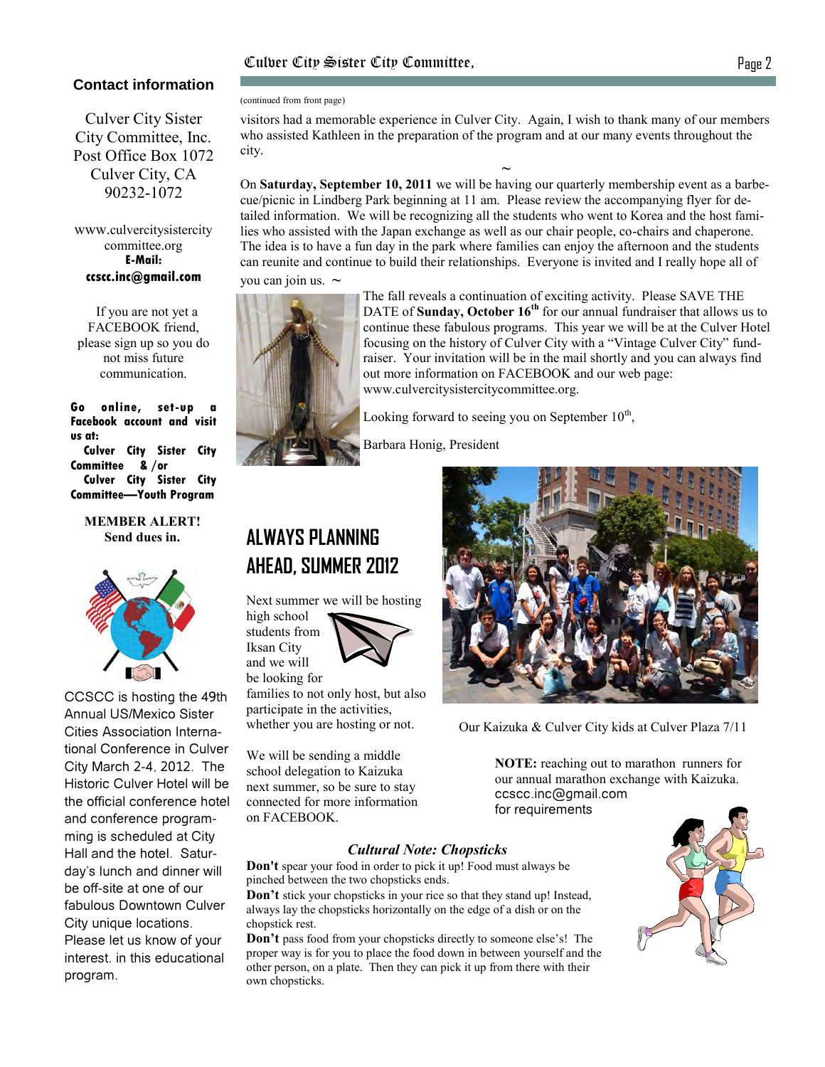## Contact information

Culver City Sister City Committee, Inc.
Post Office Box 1072
Culver City, CA
90232-1072

www.culvercitysistercitycommittee.org
**E-Mail:**
**ccscc.inc@gmail.com**

If you are not yet a FACEBOOK friend, please sign up so you do not miss future communication.

**Go online, set-up a Facebook account and visit us at:**
**Culver City Sister City Committee & /or**
**Culver City Sister City Committee—Youth Program**

**MEMBER ALERT!**
**Send dues in.**

CCSCC is hosting the 49th Annual US/Mexico Sister Cities Association International Conference in Culver City March 2-4, 2012. The Historic Culver Hotel will be the official conference hotel and conference programming is scheduled at City Hall and the hotel. Saturday's lunch and dinner will be off-site at one of our fabulous Downtown Culver City unique locations. Please let us know of your interest. in this educational program.

(continued from front page)

visitors had a memorable experience in Culver City. Again, I wish to thank many of our members who assisted Kathleen in the preparation of the program and at our many events throughout the city.

~

On **Saturday, September 10, 2011** we will be having our quarterly membership event as a barbecue/picnic in Lindberg Park beginning at 11 am. Please review the accompanying flyer for detailed information. We will be recognizing all the students who went to Korea and the host families who assisted with the Japan exchange as well as our chair people, co-chairs and chaperone. The idea is to have a fun day in the park where families can enjoy the afternoon and the students can reunite and continue to build their relationships. Everyone is invited and I really hope all of you can join us. ~

The fall reveals a continuation of exciting activity. Please SAVE THE DATE of **Sunday, October 16th** for our annual fundraiser that allows us to continue these fabulous programs. This year we will be at the Culver Hotel focusing on the history of Culver City with a "Vintage Culver City" fundraiser. Your invitation will be in the mail shortly and you can always find out more information on FACEBOOK and our web page: www.culvercitysistercitycommittee.org.

Looking forward to seeing you on September 10th,

Barbara Honig, President

## ALWAYS PLANNING AHEAD, SUMMER 2012

Next summer we will be hosting high school students from Iksan City and we will be looking for families to not only host, but also participate in the activities, whether you are hosting or not.

We will be sending a middle school delegation to Kaizuka next summer, so be sure to stay connected for more information on FACEBOOK.

Our Kaizuka & Culver City kids at Culver Plaza 7/11

**NOTE:** reaching out to marathon runners for our annual marathon exchange with Kaizuka. ccscc.inc@gmail.com for requirements

### *Cultural Note: Chopsticks*

**Don't** spear your food in order to pick it up! Food must always be pinched between the two chopsticks ends.

**Don't** stick your chopsticks in your rice so that they stand up! Instead, always lay the chopsticks horizontally on the edge of a dish or on the chopstick rest.

**Don't** pass food from your chopsticks directly to someone else's! The proper way is for you to place the food down in between yourself and the other person, on a plate. Then they can pick it up from there with their own chopsticks.